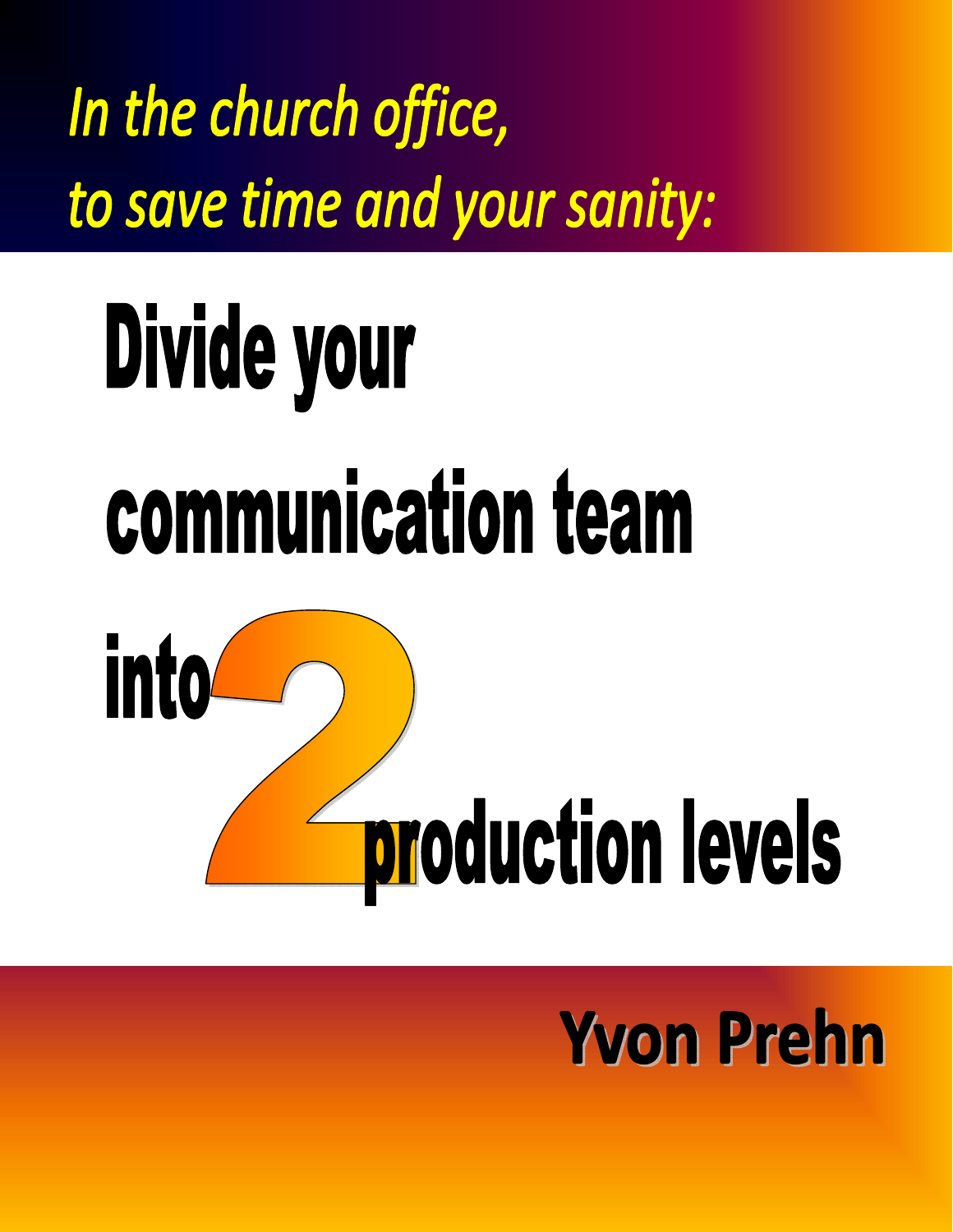*In the church office, to save time and your sanity:*

# Divide your communication team into 2 production levels

**Yvon Prehn**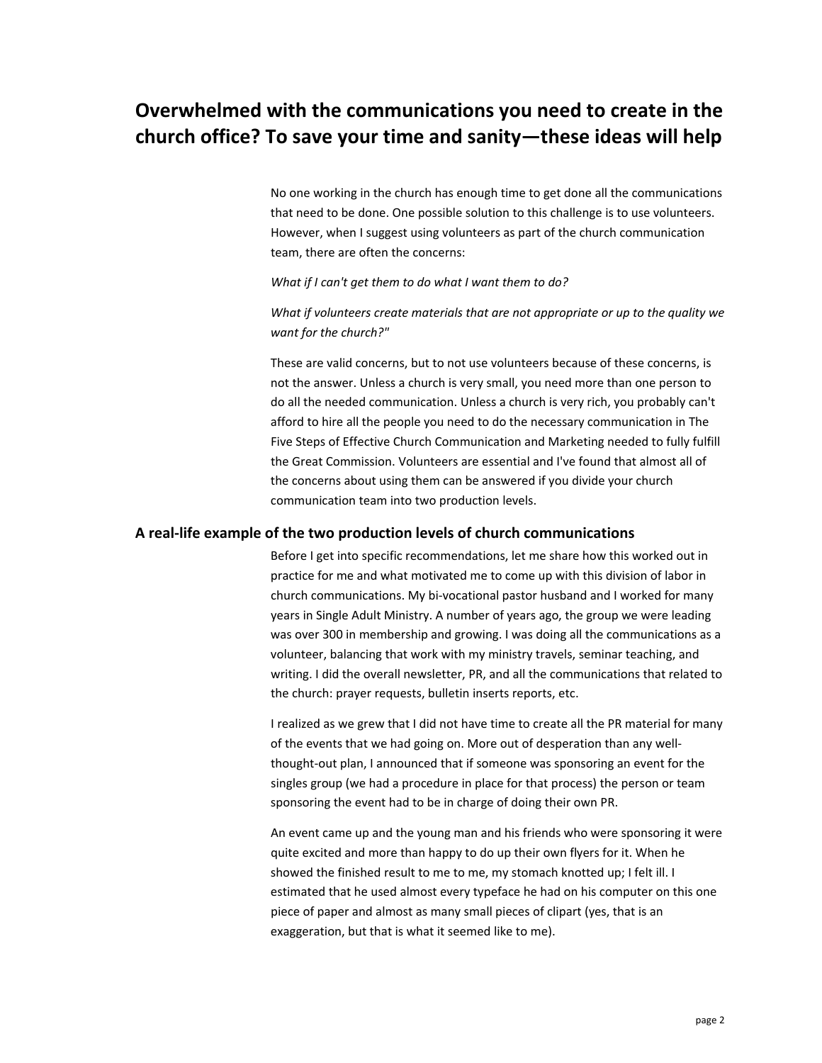# Overwhelmed with the communications you need to create in the church office? To save your time and sanity—these ideas will help

No one working in the church has enough time to get done all the communications that need to be done. One possible solution to this challenge is to use volunteers. However, when I suggest using volunteers as part of the church communication team, there are often the concerns:

*What if I can't get them to do what I want them to do?*

*What if volunteers create materials that are not appropriate or up to the quality we want for the church?"*

These are valid concerns, but to not use volunteers because of these concerns, is not the answer. Unless a church is very small, you need more than one person to do all the needed communication. Unless a church is very rich, you probably can't afford to hire all the people you need to do the necessary communication in The Five Steps of Effective Church Communication and Marketing needed to fully fulfill the Great Commission. Volunteers are essential and I've found that almost all of the concerns about using them can be answered if you divide your church communication team into two production levels.

## A real-life example of the two production levels of church communications

Before I get into specific recommendations, let me share how this worked out in practice for me and what motivated me to come up with this division of labor in church communications. My bi-vocational pastor husband and I worked for many years in Single Adult Ministry. A number of years ago, the group we were leading was over 300 in membership and growing. I was doing all the communications as a volunteer, balancing that work with my ministry travels, seminar teaching, and writing. I did the overall newsletter, PR, and all the communications that related to the church: prayer requests, bulletin inserts reports, etc.

I realized as we grew that I did not have time to create all the PR material for many of the events that we had going on. More out of desperation than any well-thought-out plan, I announced that if someone was sponsoring an event for the singles group (we had a procedure in place for that process) the person or team sponsoring the event had to be in charge of doing their own PR.

An event came up and the young man and his friends who were sponsoring it were quite excited and more than happy to do up their own flyers for it. When he showed the finished result to me to me, my stomach knotted up; I felt ill. I estimated that he used almost every typeface he had on his computer on this one piece of paper and almost as many small pieces of clipart (yes, that is an exaggeration, but that is what it seemed like to me).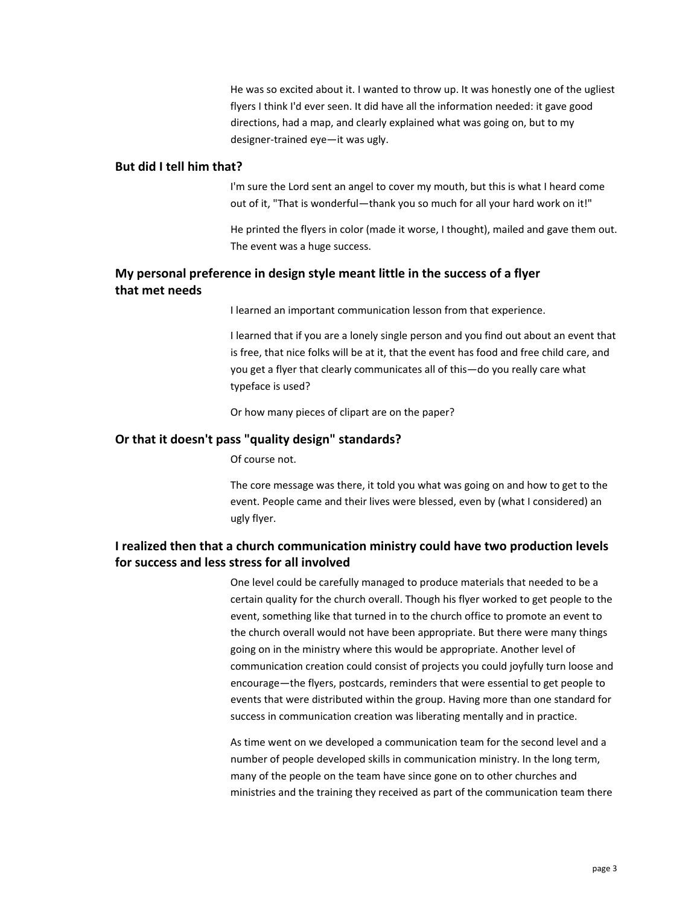He was so excited about it. I wanted to throw up. It was honestly one of the ugliest flyers I think I'd ever seen. It did have all the information needed: it gave good directions, had a map, and clearly explained what was going on, but to my designer-trained eye—it was ugly.

### But did I tell him that?

I'm sure the Lord sent an angel to cover my mouth, but this is what I heard come out of it, "That is wonderful—thank you so much for all your hard work on it!"

He printed the flyers in color (made it worse, I thought), mailed and gave them out. The event was a huge success.

### My personal preference in design style meant little in the success of a flyer that met needs

I learned an important communication lesson from that experience.

I learned that if you are a lonely single person and you find out about an event that is free, that nice folks will be at it, that the event has food and free child care, and you get a flyer that clearly communicates all of this—do you really care what typeface is used?

Or how many pieces of clipart are on the paper?

### Or that it doesn't pass "quality design" standards?

Of course not.

The core message was there, it told you what was going on and how to get to the event. People came and their lives were blessed, even by (what I considered) an ugly flyer.

### I realized then that a church communication ministry could have two production levels for success and less stress for all involved

One level could be carefully managed to produce materials that needed to be a certain quality for the church overall. Though his flyer worked to get people to the event, something like that turned in to the church office to promote an event to the church overall would not have been appropriate. But there were many things going on in the ministry where this would be appropriate. Another level of communication creation could consist of projects you could joyfully turn loose and encourage—the flyers, postcards, reminders that were essential to get people to events that were distributed within the group. Having more than one standard for success in communication creation was liberating mentally and in practice.

As time went on we developed a communication team for the second level and a number of people developed skills in communication ministry. In the long term, many of the people on the team have since gone on to other churches and ministries and the training they received as part of the communication team there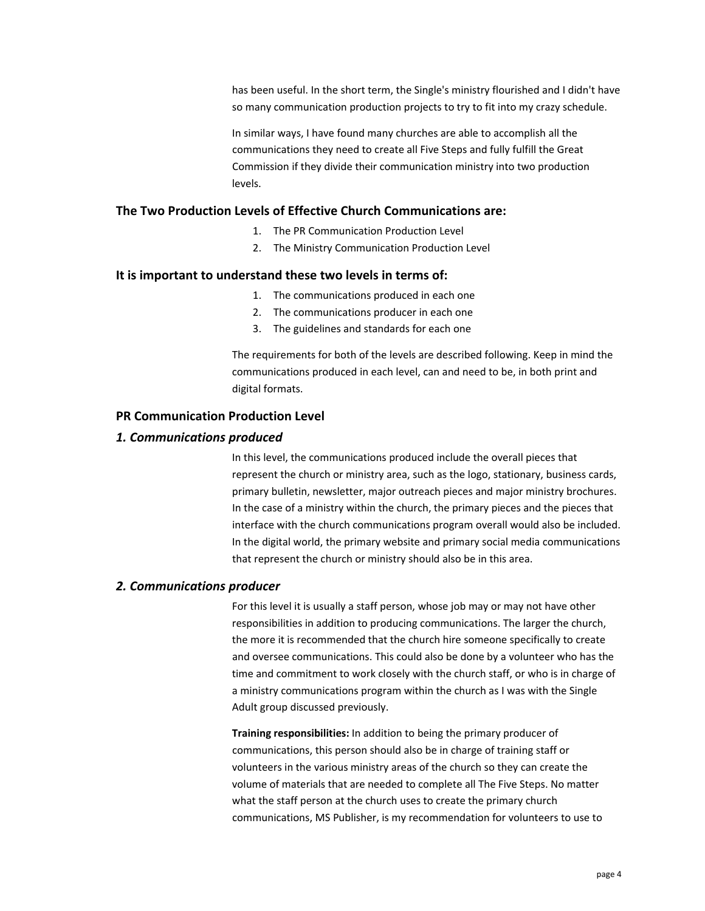has been useful. In the short term, the Single's ministry flourished and I didn't have so many communication production projects to try to fit into my crazy schedule.

In similar ways, I have found many churches are able to accomplish all the communications they need to create all Five Steps and fully fulfill the Great Commission if they divide their communication ministry into two production levels.

### The Two Production Levels of Effective Church Communications are:

1. The PR Communication Production Level
2. The Ministry Communication Production Level

### It is important to understand these two levels in terms of:

1. The communications produced in each one
2. The communications producer in each one
3. The guidelines and standards for each one

The requirements for both of the levels are described following. Keep in mind the communications produced in each level, can and need to be, in both print and digital formats.

### PR Communication Production Level

### *1. Communications produced*

In this level, the communications produced include the overall pieces that represent the church or ministry area, such as the logo, stationary, business cards, primary bulletin, newsletter, major outreach pieces and major ministry brochures. In the case of a ministry within the church, the primary pieces and the pieces that interface with the church communications program overall would also be included. In the digital world, the primary website and primary social media communications that represent the church or ministry should also be in this area.

### *2. Communications producer*

For this level it is usually a staff person, whose job may or may not have other responsibilities in addition to producing communications. The larger the church, the more it is recommended that the church hire someone specifically to create and oversee communications. This could also be done by a volunteer who has the time and commitment to work closely with the church staff, or who is in charge of a ministry communications program within the church as I was with the Single Adult group discussed previously.

**Training responsibilities:** In addition to being the primary producer of communications, this person should also be in charge of training staff or volunteers in the various ministry areas of the church so they can create the volume of materials that are needed to complete all The Five Steps. No matter what the staff person at the church uses to create the primary church communications, MS Publisher, is my recommendation for volunteers to use to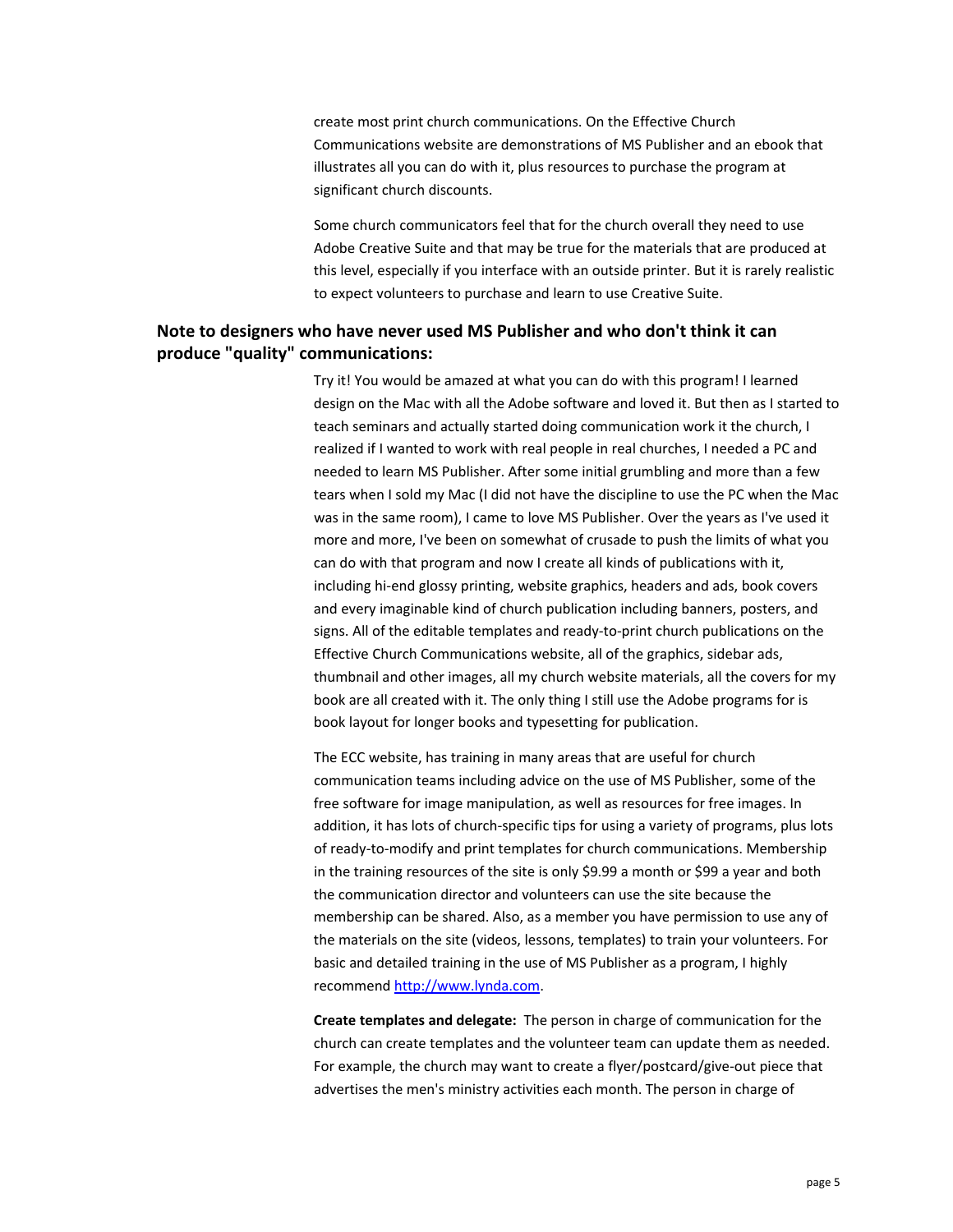create most print church communications. On the Effective Church Communications website are demonstrations of MS Publisher and an ebook that illustrates all you can do with it, plus resources to purchase the program at significant church discounts.

Some church communicators feel that for the church overall they need to use Adobe Creative Suite and that may be true for the materials that are produced at this level, especially if you interface with an outside printer. But it is rarely realistic to expect volunteers to purchase and learn to use Creative Suite.

## Note to designers who have never used MS Publisher and who don't think it can produce "quality" communications:

Try it! You would be amazed at what you can do with this program! I learned design on the Mac with all the Adobe software and loved it. But then as I started to teach seminars and actually started doing communication work it the church, I realized if I wanted to work with real people in real churches, I needed a PC and needed to learn MS Publisher. After some initial grumbling and more than a few tears when I sold my Mac (I did not have the discipline to use the PC when the Mac was in the same room), I came to love MS Publisher. Over the years as I've used it more and more, I've been on somewhat of crusade to push the limits of what you can do with that program and now I create all kinds of publications with it, including hi-end glossy printing, website graphics, headers and ads, book covers and every imaginable kind of church publication including banners, posters, and signs. All of the editable templates and ready-to-print church publications on the Effective Church Communications website, all of the graphics, sidebar ads, thumbnail and other images, all my church website materials, all the covers for my book are all created with it. The only thing I still use the Adobe programs for is book layout for longer books and typesetting for publication.

The ECC website, has training in many areas that are useful for church communication teams including advice on the use of MS Publisher, some of the free software for image manipulation, as well as resources for free images. In addition, it has lots of church-specific tips for using a variety of programs, plus lots of ready-to-modify and print templates for church communications. Membership in the training resources of the site is only $9.99 a month or $99 a year and both the communication director and volunteers can use the site because the membership can be shared. Also, as a member you have permission to use any of the materials on the site (videos, lessons, templates) to train your volunteers. For basic and detailed training in the use of MS Publisher as a program, I highly recommend [http://www.lynda.com](http://www.lynda.com).

**Create templates and delegate:** The person in charge of communication for the church can create templates and the volunteer team can update them as needed. For example, the church may want to create a flyer/postcard/give-out piece that advertises the men's ministry activities each month. The person in charge of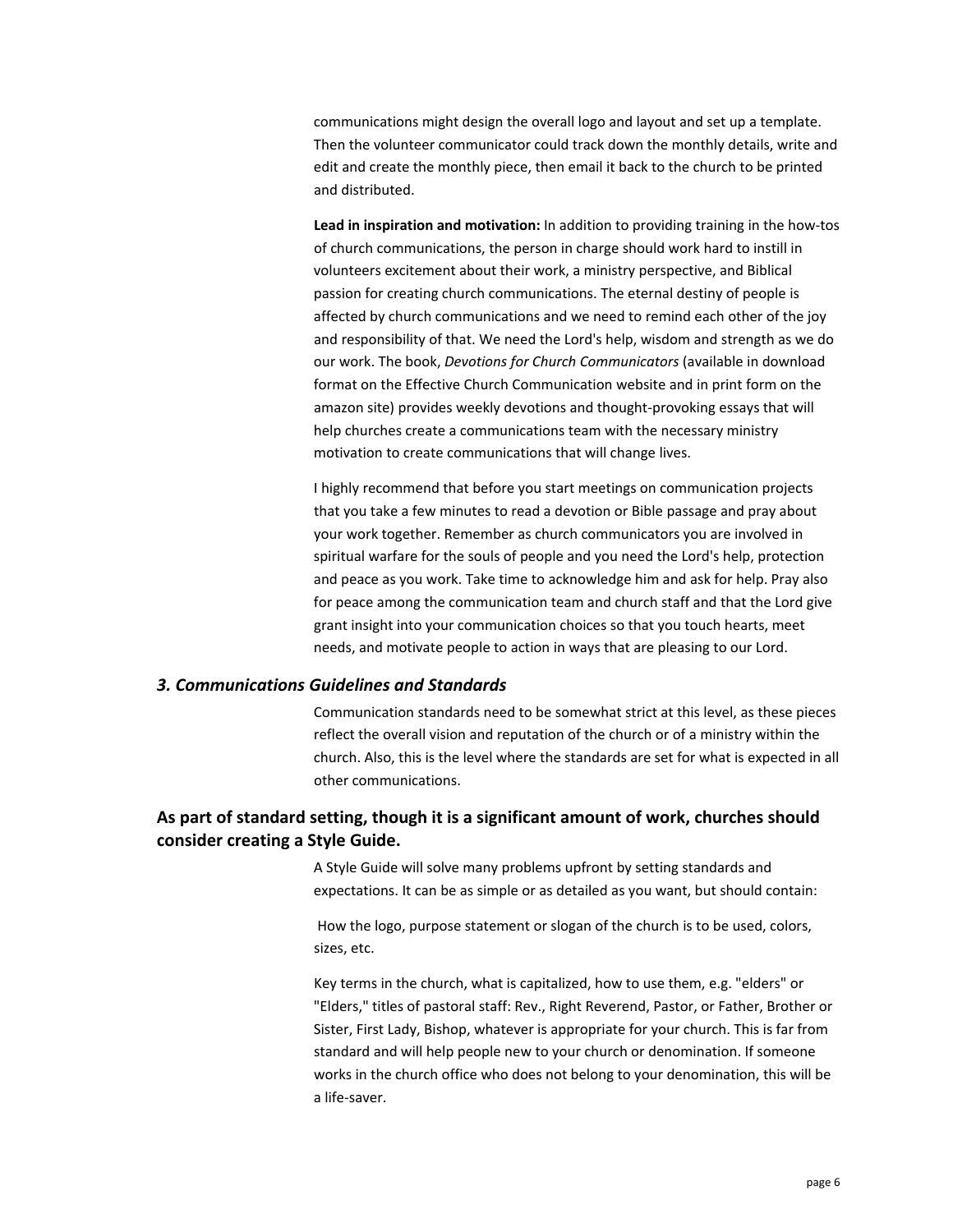communications might design the overall logo and layout and set up a template. Then the volunteer communicator could track down the monthly details, write and edit and create the monthly piece, then email it back to the church to be printed and distributed.

**Lead in inspiration and motivation:** In addition to providing training in the how-tos of church communications, the person in charge should work hard to instill in volunteers excitement about their work, a ministry perspective, and Biblical passion for creating church communications. The eternal destiny of people is affected by church communications and we need to remind each other of the joy and responsibility of that. We need the Lord's help, wisdom and strength as we do our work. The book, *Devotions for Church Communicators* (available in download format on the Effective Church Communication website and in print form on the amazon site) provides weekly devotions and thought-provoking essays that will help churches create a communications team with the necessary ministry motivation to create communications that will change lives.

I highly recommend that before you start meetings on communication projects that you take a few minutes to read a devotion or Bible passage and pray about your work together. Remember as church communicators you are involved in spiritual warfare for the souls of people and you need the Lord's help, protection and peace as you work. Take time to acknowledge him and ask for help. Pray also for peace among the communication team and church staff and that the Lord give grant insight into your communication choices so that you touch hearts, meet needs, and motivate people to action in ways that are pleasing to our Lord.

### *3. Communications Guidelines and Standards*

Communication standards need to be somewhat strict at this level, as these pieces reflect the overall vision and reputation of the church or of a ministry within the church. Also, this is the level where the standards are set for what is expected in all other communications.

## As part of standard setting, though it is a significant amount of work, churches should consider creating a Style Guide.

A Style Guide will solve many problems upfront by setting standards and expectations. It can be as simple or as detailed as you want, but should contain:

How the logo, purpose statement or slogan of the church is to be used, colors, sizes, etc.

Key terms in the church, what is capitalized, how to use them, e.g. "elders" or "Elders," titles of pastoral staff: Rev., Right Reverend, Pastor, or Father, Brother or Sister, First Lady, Bishop, whatever is appropriate for your church. This is far from standard and will help people new to your church or denomination. If someone works in the church office who does not belong to your denomination, this will be a life-saver.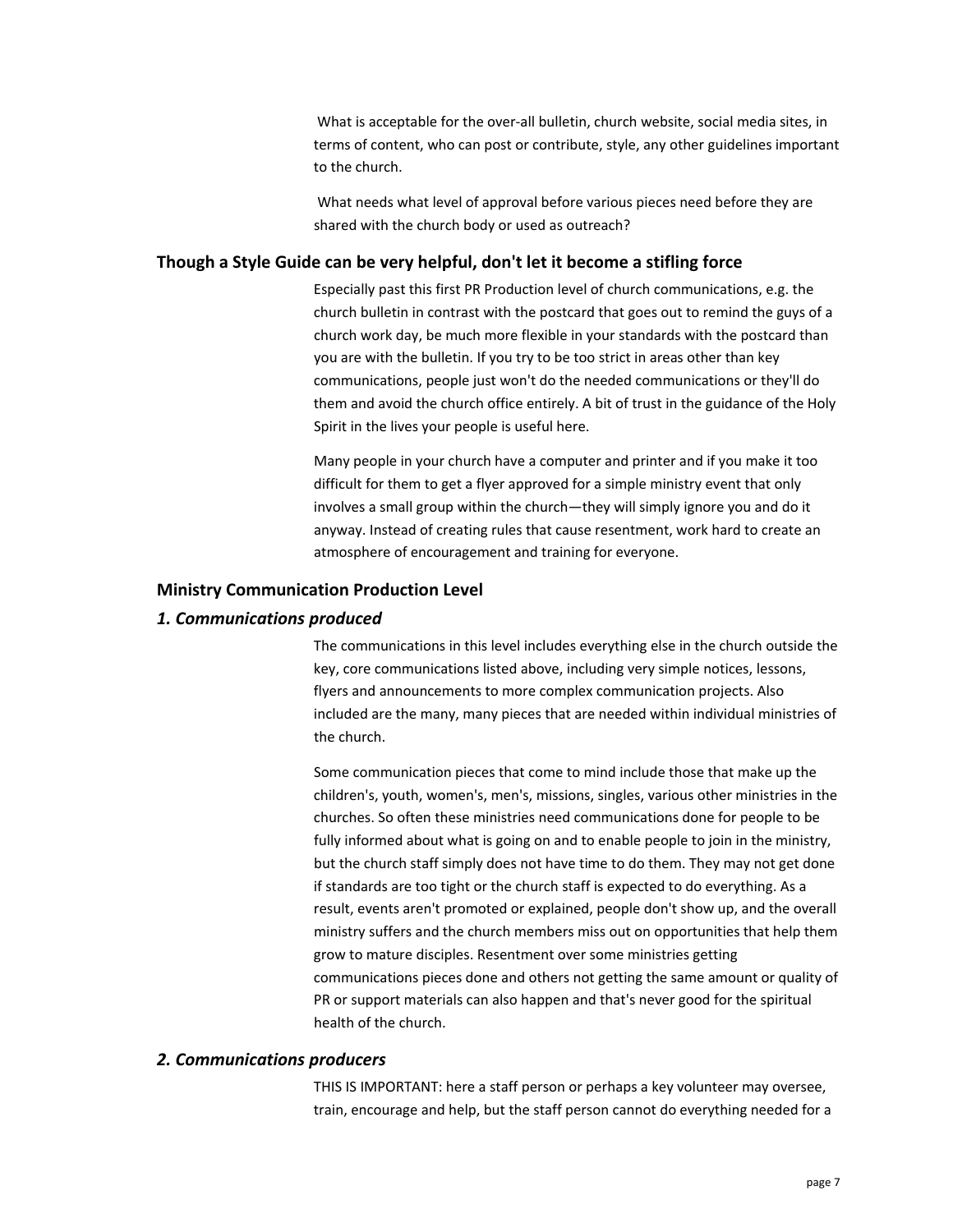What is acceptable for the over-all bulletin, church website, social media sites, in terms of content, who can post or contribute, style, any other guidelines important to the church.

What needs what level of approval before various pieces need before they are shared with the church body or used as outreach?

### Though a Style Guide can be very helpful, don't let it become a stifling force

Especially past this first PR Production level of church communications, e.g. the church bulletin in contrast with the postcard that goes out to remind the guys of a church work day, be much more flexible in your standards with the postcard than you are with the bulletin. If you try to be too strict in areas other than key communications, people just won't do the needed communications or they'll do them and avoid the church office entirely. A bit of trust in the guidance of the Holy Spirit in the lives your people is useful here.

Many people in your church have a computer and printer and if you make it too difficult for them to get a flyer approved for a simple ministry event that only involves a small group within the church—they will simply ignore you and do it anyway. Instead of creating rules that cause resentment, work hard to create an atmosphere of encouragement and training for everyone.

### Ministry Communication Production Level

#### *1. Communications produced*

The communications in this level includes everything else in the church outside the key, core communications listed above, including very simple notices, lessons, flyers and announcements to more complex communication projects. Also included are the many, many pieces that are needed within individual ministries of the church.

Some communication pieces that come to mind include those that make up the children's, youth, women's, men's, missions, singles, various other ministries in the churches. So often these ministries need communications done for people to be fully informed about what is going on and to enable people to join in the ministry, but the church staff simply does not have time to do them. They may not get done if standards are too tight or the church staff is expected to do everything. As a result, events aren't promoted or explained, people don't show up, and the overall ministry suffers and the church members miss out on opportunities that help them grow to mature disciples. Resentment over some ministries getting communications pieces done and others not getting the same amount or quality of PR or support materials can also happen and that's never good for the spiritual health of the church.

#### *2. Communications producers*

THIS IS IMPORTANT: here a staff person or perhaps a key volunteer may oversee, train, encourage and help, but the staff person cannot do everything needed for a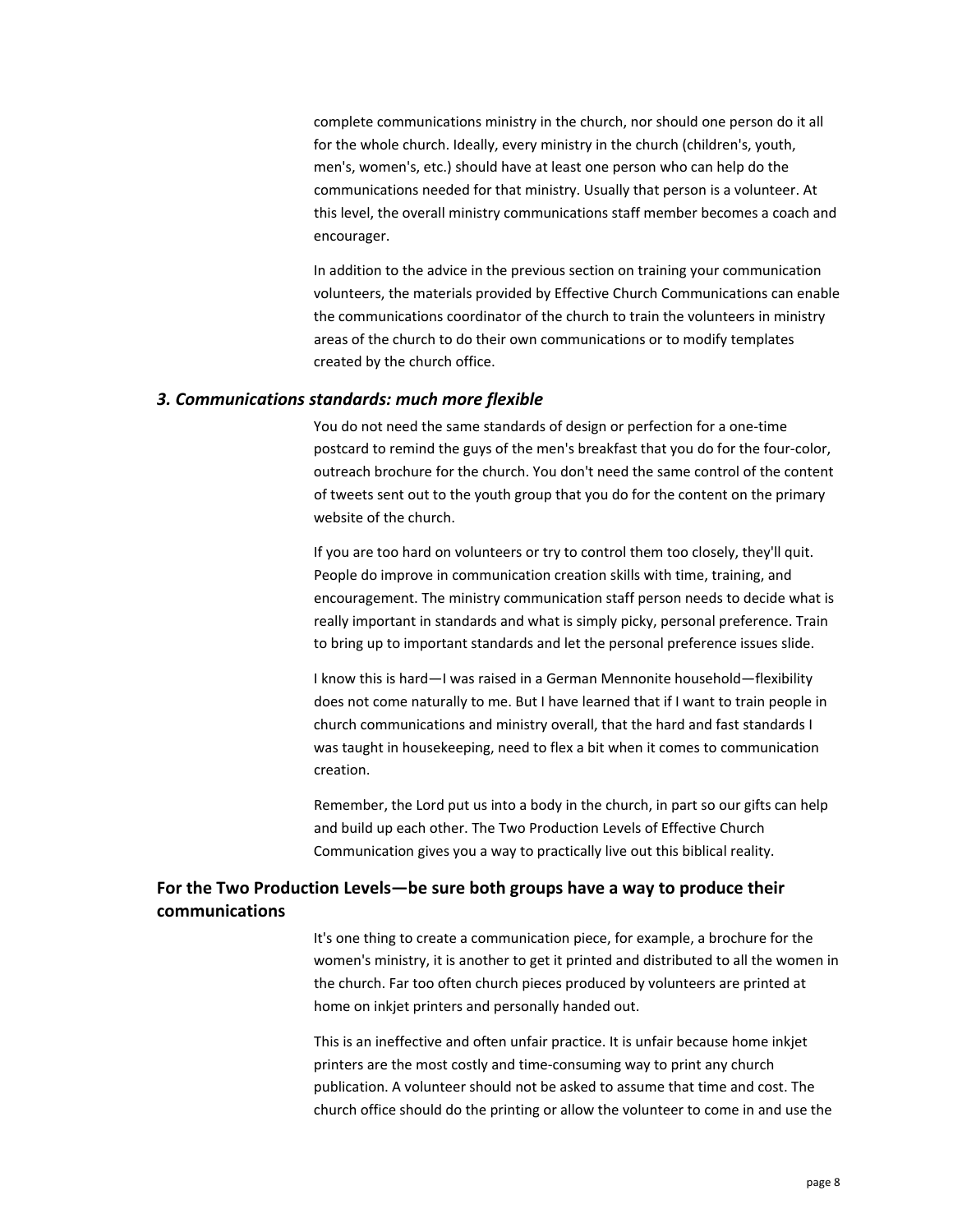complete communications ministry in the church, nor should one person do it all for the whole church. Ideally, every ministry in the church (children's, youth, men's, women's, etc.) should have at least one person who can help do the communications needed for that ministry. Usually that person is a volunteer. At this level, the overall ministry communications staff member becomes a coach and encourager.

In addition to the advice in the previous section on training your communication volunteers, the materials provided by Effective Church Communications can enable the communications coordinator of the church to train the volunteers in ministry areas of the church to do their own communications or to modify templates created by the church office.

### *3. Communications standards: much more flexible*

You do not need the same standards of design or perfection for a one-time postcard to remind the guys of the men's breakfast that you do for the four-color, outreach brochure for the church. You don't need the same control of the content of tweets sent out to the youth group that you do for the content on the primary website of the church.

If you are too hard on volunteers or try to control them too closely, they'll quit. People do improve in communication creation skills with time, training, and encouragement. The ministry communication staff person needs to decide what is really important in standards and what is simply picky, personal preference. Train to bring up to important standards and let the personal preference issues slide.

I know this is hard—I was raised in a German Mennonite household—flexibility does not come naturally to me. But I have learned that if I want to train people in church communications and ministry overall, that the hard and fast standards I was taught in housekeeping, need to flex a bit when it comes to communication creation.

Remember, the Lord put us into a body in the church, in part so our gifts can help and build up each other. The Two Production Levels of Effective Church Communication gives you a way to practically live out this biblical reality.

## For the Two Production Levels—be sure both groups have a way to produce their communications

It's one thing to create a communication piece, for example, a brochure for the women's ministry, it is another to get it printed and distributed to all the women in the church. Far too often church pieces produced by volunteers are printed at home on inkjet printers and personally handed out.

This is an ineffective and often unfair practice. It is unfair because home inkjet printers are the most costly and time-consuming way to print any church publication. A volunteer should not be asked to assume that time and cost. The church office should do the printing or allow the volunteer to come in and use the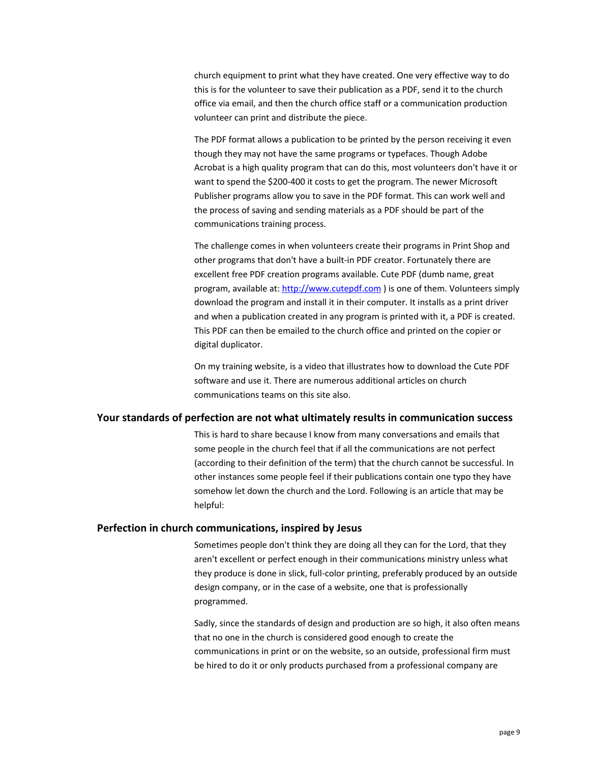church equipment to print what they have created. One very effective way to do this is for the volunteer to save their publication as a PDF, send it to the church office via email, and then the church office staff or a communication production volunteer can print and distribute the piece.

The PDF format allows a publication to be printed by the person receiving it even though they may not have the same programs or typefaces. Though Adobe Acrobat is a high quality program that can do this, most volunteers don't have it or want to spend the $200-400 it costs to get the program. The newer Microsoft Publisher programs allow you to save in the PDF format. This can work well and the process of saving and sending materials as a PDF should be part of the communications training process.

The challenge comes in when volunteers create their programs in Print Shop and other programs that don't have a built-in PDF creator. Fortunately there are excellent free PDF creation programs available. Cute PDF (dumb name, great program, available at: [http://www.cutepdf.com](http://www.cutepdf.com) ) is one of them. Volunteers simply download the program and install it in their computer. It installs as a print driver and when a publication created in any program is printed with it, a PDF is created. This PDF can then be emailed to the church office and printed on the copier or digital duplicator.

On my training website, is a video that illustrates how to download the Cute PDF software and use it. There are numerous additional articles on church communications teams on this site also.

### Your standards of perfection are not what ultimately results in communication success

This is hard to share because I know from many conversations and emails that some people in the church feel that if all the communications are not perfect (according to their definition of the term) that the church cannot be successful. In other instances some people feel if their publications contain one typo they have somehow let down the church and the Lord. Following is an article that may be helpful:

### Perfection in church communications, inspired by Jesus

Sometimes people don't think they are doing all they can for the Lord, that they aren't excellent or perfect enough in their communications ministry unless what they produce is done in slick, full-color printing, preferably produced by an outside design company, or in the case of a website, one that is professionally programmed.

Sadly, since the standards of design and production are so high, it also often means that no one in the church is considered good enough to create the communications in print or on the website, so an outside, professional firm must be hired to do it or only products purchased from a professional company are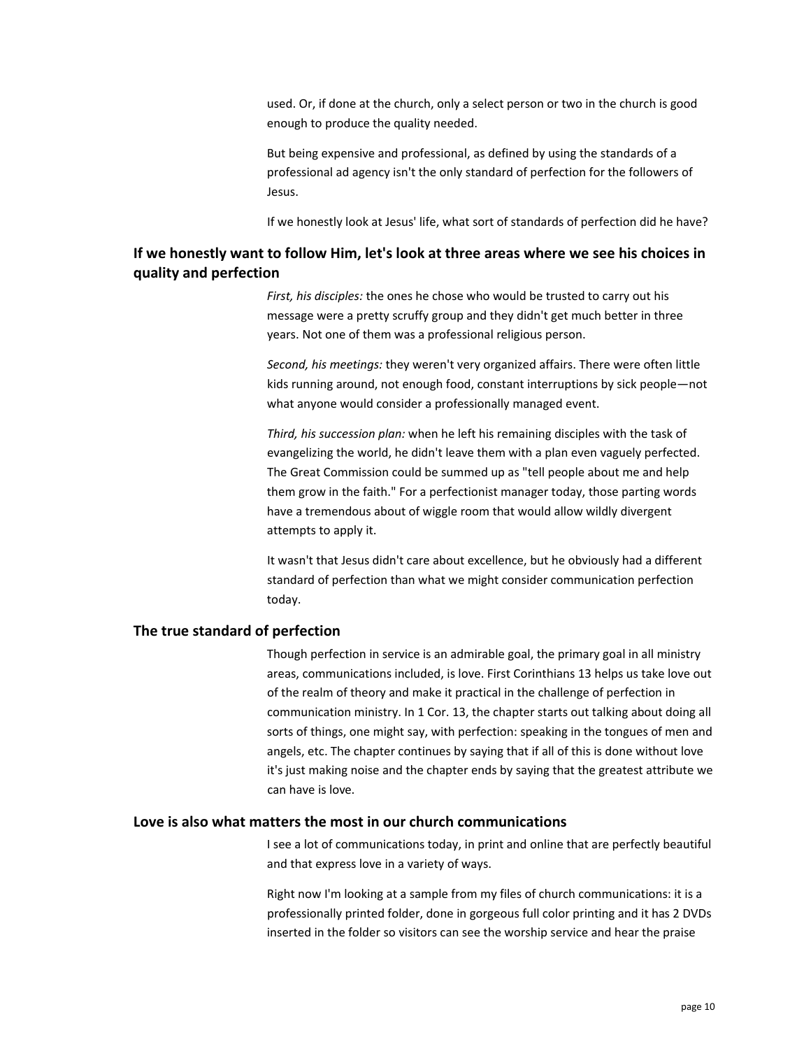used. Or, if done at the church, only a select person or two in the church is good enough to produce the quality needed.

But being expensive and professional, as defined by using the standards of a professional ad agency isn't the only standard of perfection for the followers of Jesus.

If we honestly look at Jesus' life, what sort of standards of perfection did he have?

## If we honestly want to follow Him, let's look at three areas where we see his choices in quality and perfection

*First, his disciples:* the ones he chose who would be trusted to carry out his message were a pretty scruffy group and they didn't get much better in three years. Not one of them was a professional religious person.

*Second, his meetings:* they weren't very organized affairs. There were often little kids running around, not enough food, constant interruptions by sick people—not what anyone would consider a professionally managed event.

*Third, his succession plan:* when he left his remaining disciples with the task of evangelizing the world, he didn't leave them with a plan even vaguely perfected. The Great Commission could be summed up as "tell people about me and help them grow in the faith." For a perfectionist manager today, those parting words have a tremendous about of wiggle room that would allow wildly divergent attempts to apply it.

It wasn't that Jesus didn't care about excellence, but he obviously had a different standard of perfection than what we might consider communication perfection today.

## The true standard of perfection

Though perfection in service is an admirable goal, the primary goal in all ministry areas, communications included, is love. First Corinthians 13 helps us take love out of the realm of theory and make it practical in the challenge of perfection in communication ministry. In 1 Cor. 13, the chapter starts out talking about doing all sorts of things, one might say, with perfection: speaking in the tongues of men and angels, etc. The chapter continues by saying that if all of this is done without love it's just making noise and the chapter ends by saying that the greatest attribute we can have is love.

## Love is also what matters the most in our church communications

I see a lot of communications today, in print and online that are perfectly beautiful and that express love in a variety of ways.

Right now I'm looking at a sample from my files of church communications: it is a professionally printed folder, done in gorgeous full color printing and it has 2 DVDs inserted in the folder so visitors can see the worship service and hear the praise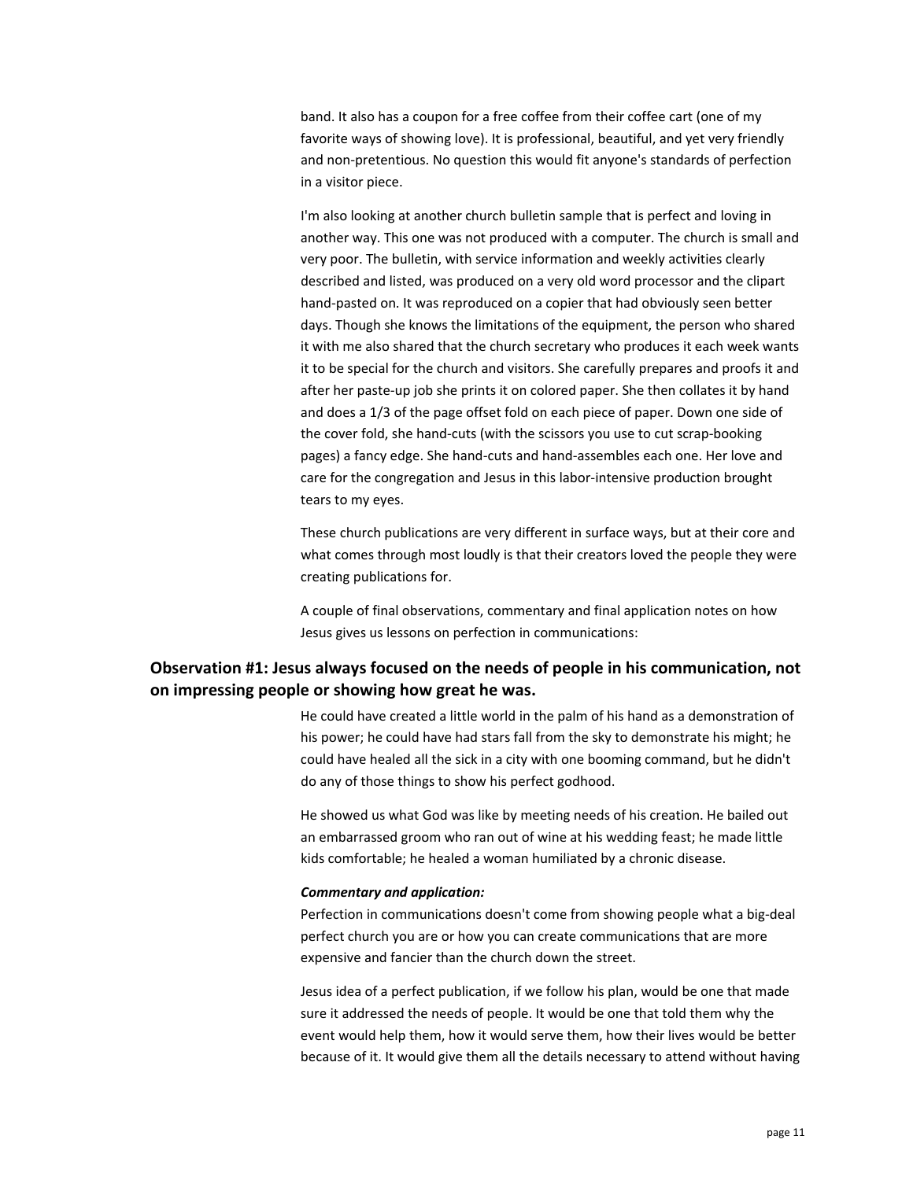band. It also has a coupon for a free coffee from their coffee cart (one of my favorite ways of showing love). It is professional, beautiful, and yet very friendly and non-pretentious. No question this would fit anyone's standards of perfection in a visitor piece.

I'm also looking at another church bulletin sample that is perfect and loving in another way. This one was not produced with a computer. The church is small and very poor. The bulletin, with service information and weekly activities clearly described and listed, was produced on a very old word processor and the clipart hand-pasted on. It was reproduced on a copier that had obviously seen better days. Though she knows the limitations of the equipment, the person who shared it with me also shared that the church secretary who produces it each week wants it to be special for the church and visitors. She carefully prepares and proofs it and after her paste-up job she prints it on colored paper. She then collates it by hand and does a 1/3 of the page offset fold on each piece of paper. Down one side of the cover fold, she hand-cuts (with the scissors you use to cut scrap-booking pages) a fancy edge. She hand-cuts and hand-assembles each one. Her love and care for the congregation and Jesus in this labor-intensive production brought tears to my eyes.

These church publications are very different in surface ways, but at their core and what comes through most loudly is that their creators loved the people they were creating publications for.

A couple of final observations, commentary and final application notes on how Jesus gives us lessons on perfection in communications:

### Observation #1: Jesus always focused on the needs of people in his communication, not on impressing people or showing how great he was.

He could have created a little world in the palm of his hand as a demonstration of his power; he could have had stars fall from the sky to demonstrate his might; he could have healed all the sick in a city with one booming command, but he didn't do any of those things to show his perfect godhood.

He showed us what God was like by meeting needs of his creation. He bailed out an embarrassed groom who ran out of wine at his wedding feast; he made little kids comfortable; he healed a woman humiliated by a chronic disease.

***Commentary and application:***
Perfection in communications doesn't come from showing people what a big-deal perfect church you are or how you can create communications that are more expensive and fancier than the church down the street.

Jesus idea of a perfect publication, if we follow his plan, would be one that made sure it addressed the needs of people. It would be one that told them why the event would help them, how it would serve them, how their lives would be better because of it. It would give them all the details necessary to attend without having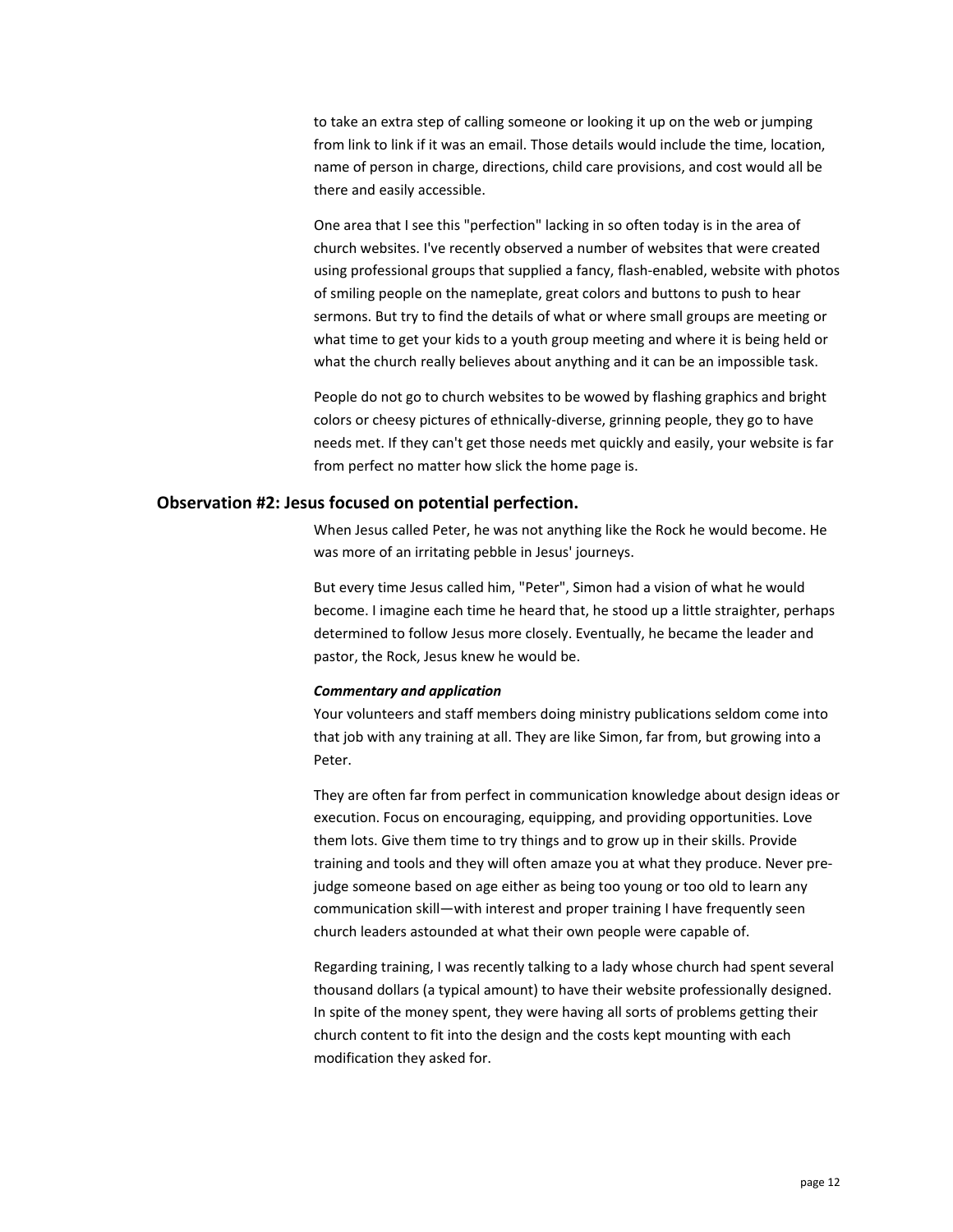to take an extra step of calling someone or looking it up on the web or jumping from link to link if it was an email. Those details would include the time, location, name of person in charge, directions, child care provisions, and cost would all be there and easily accessible.

One area that I see this "perfection" lacking in so often today is in the area of church websites. I've recently observed a number of websites that were created using professional groups that supplied a fancy, flash-enabled, website with photos of smiling people on the nameplate, great colors and buttons to push to hear sermons. But try to find the details of what or where small groups are meeting or what time to get your kids to a youth group meeting and where it is being held or what the church really believes about anything and it can be an impossible task.

People do not go to church websites to be wowed by flashing graphics and bright colors or cheesy pictures of ethnically-diverse, grinning people, they go to have needs met. If they can't get those needs met quickly and easily, your website is far from perfect no matter how slick the home page is.

## Observation #2: Jesus focused on potential perfection.

When Jesus called Peter, he was not anything like the Rock he would become. He was more of an irritating pebble in Jesus' journeys.

But every time Jesus called him, "Peter", Simon had a vision of what he would become. I imagine each time he heard that, he stood up a little straighter, perhaps determined to follow Jesus more closely. Eventually, he became the leader and pastor, the Rock, Jesus knew he would be.

***Commentary and application***

Your volunteers and staff members doing ministry publications seldom come into that job with any training at all. They are like Simon, far from, but growing into a Peter.

They are often far from perfect in communication knowledge about design ideas or execution. Focus on encouraging, equipping, and providing opportunities. Love them lots. Give them time to try things and to grow up in their skills. Provide training and tools and they will often amaze you at what they produce. Never pre-judge someone based on age either as being too young or too old to learn any communication skill—with interest and proper training I have frequently seen church leaders astounded at what their own people were capable of.

Regarding training, I was recently talking to a lady whose church had spent several thousand dollars (a typical amount) to have their website professionally designed. In spite of the money spent, they were having all sorts of problems getting their church content to fit into the design and the costs kept mounting with each modification they asked for.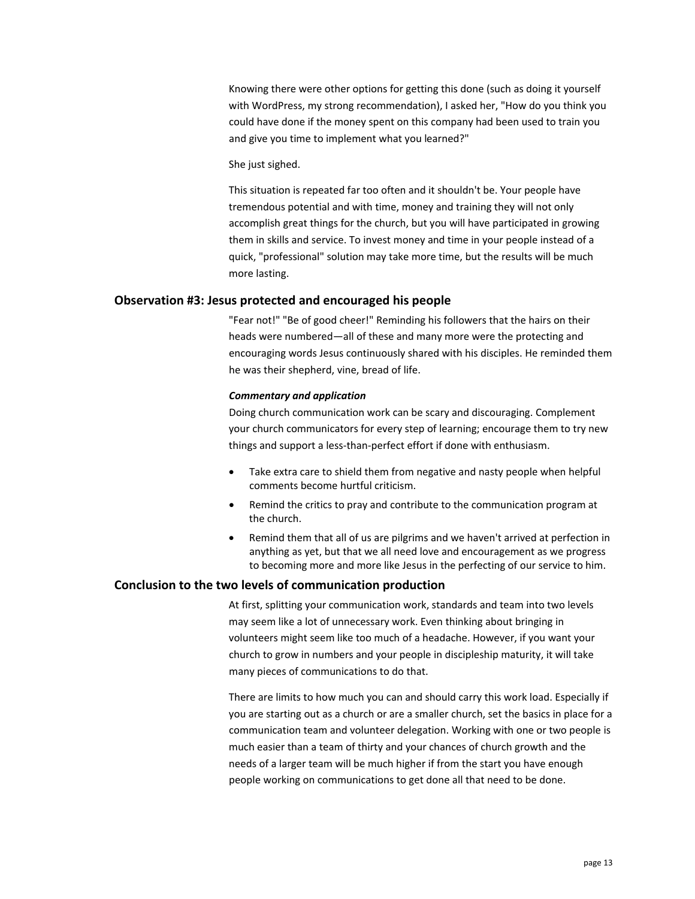Knowing there were other options for getting this done (such as doing it yourself with WordPress, my strong recommendation), I asked her, "How do you think you could have done if the money spent on this company had been used to train you and give you time to implement what you learned?"

She just sighed.

This situation is repeated far too often and it shouldn't be. Your people have tremendous potential and with time, money and training they will not only accomplish great things for the church, but you will have participated in growing them in skills and service. To invest money and time in your people instead of a quick, "professional" solution may take more time, but the results will be much more lasting.

## Observation #3: Jesus protected and encouraged his people

"Fear not!" "Be of good cheer!" Reminding his followers that the hairs on their heads were numbered—all of these and many more were the protecting and encouraging words Jesus continuously shared with his disciples. He reminded them he was their shepherd, vine, bread of life.

***Commentary and application***

Doing church communication work can be scary and discouraging. Complement your church communicators for every step of learning; encourage them to try new things and support a less-than-perfect effort if done with enthusiasm.

- Take extra care to shield them from negative and nasty people when helpful comments become hurtful criticism.
- Remind the critics to pray and contribute to the communication program at the church.
- Remind them that all of us are pilgrims and we haven't arrived at perfection in anything as yet, but that we all need love and encouragement as we progress to becoming more and more like Jesus in the perfecting of our service to him.

## Conclusion to the two levels of communication production

At first, splitting your communication work, standards and team into two levels may seem like a lot of unnecessary work. Even thinking about bringing in volunteers might seem like too much of a headache. However, if you want your church to grow in numbers and your people in discipleship maturity, it will take many pieces of communications to do that.

There are limits to how much you can and should carry this work load. Especially if you are starting out as a church or are a smaller church, set the basics in place for a communication team and volunteer delegation. Working with one or two people is much easier than a team of thirty and your chances of church growth and the needs of a larger team will be much higher if from the start you have enough people working on communications to get done all that need to be done.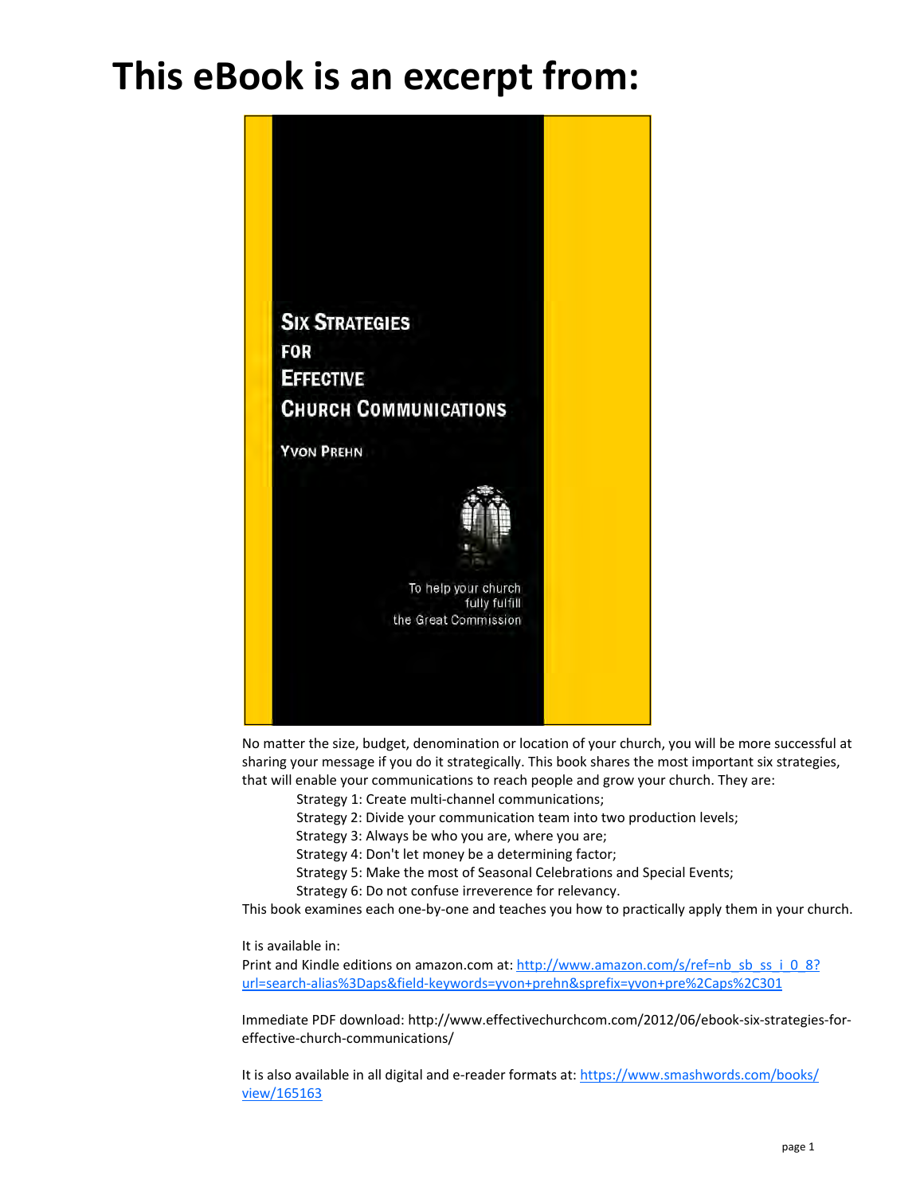# This eBook is an excerpt from:

SIX STRATEGIES FOR EFFECTIVE CHURCH COMMUNICATIONS

YVON PREHN

To help your church fully fulfill the Great Commission

No matter the size, budget, denomination or location of your church, you will be more successful at sharing your message if you do it strategically. This book shares the most important six strategies, that will enable your communications to reach people and grow your church. They are:

- Strategy 1: Create multi-channel communications;
- Strategy 2: Divide your communication team into two production levels;
- Strategy 3: Always be who you are, where you are;
- Strategy 4: Don't let money be a determining factor;
- Strategy 5: Make the most of Seasonal Celebrations and Special Events;
- Strategy 6: Do not confuse irreverence for relevancy.

This book examines each one-by-one and teaches you how to practically apply them in your church.

It is available in:

Print and Kindle editions on amazon.com at: http://www.amazon.com/s/ref=nb_sb_ss_i_0_8?url=search-alias%3Daps&field-keywords=yvon+prehn&sprefix=yvon+pre%2Caps%2C301

Immediate PDF download: http://www.effectivechurchcom.com/2012/06/ebook-six-strategies-for-effective-church-communications/

It is also available in all digital and e-reader formats at: https://www.smashwords.com/books/view/165163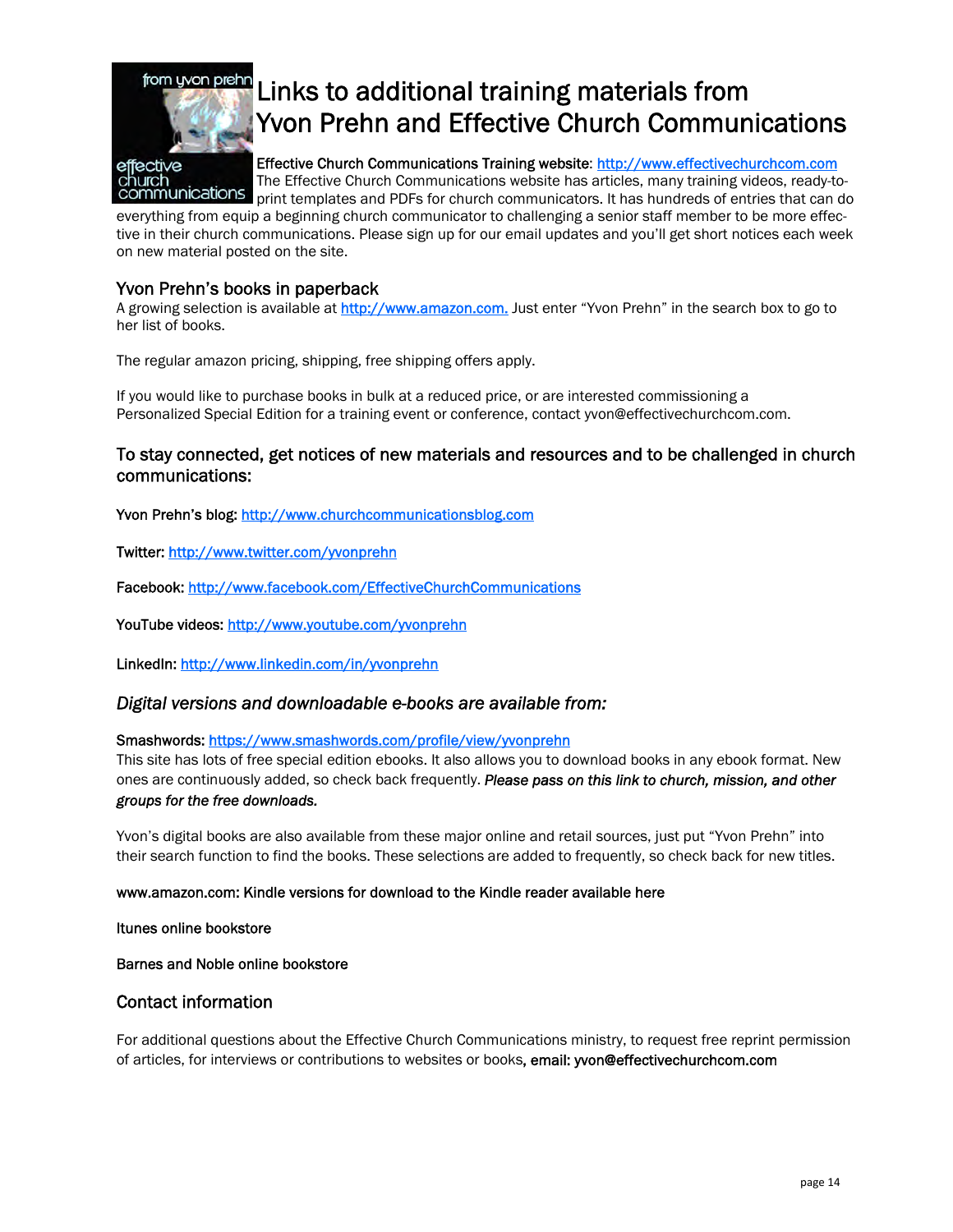# Links to additional training materials from Yvon Prehn and Effective Church Communications

**Effective Church Communications Training website**: http://www.effectivechurchcom.com
The Effective Church Communications website has articles, many training videos, ready-to-print templates and PDFs for church communicators. It has hundreds of entries that can do everything from equip a beginning church communicator to challenging a senior staff member to be more effective in their church communications. Please sign up for our email updates and you'll get short notices each week on new material posted on the site.

## Yvon Prehn's books in paperback

A growing selection is available at http://www.amazon.com. Just enter "Yvon Prehn" in the search box to go to her list of books.

The regular amazon pricing, shipping, free shipping offers apply.

If you would like to purchase books in bulk at a reduced price, or are interested commissioning a Personalized Special Edition for a training event or conference, contact yvon@effectivechurchcom.com.

## To stay connected, get notices of new materials and resources and to be challenged in church communications:

Yvon Prehn's blog: http://www.churchcommunicationsblog.com

Twitter: http://www.twitter.com/yvonprehn

Facebook: http://www.facebook.com/EffectiveChurchCommunications

YouTube videos: http://www.youtube.com/yvonprehn

LinkedIn: http://www.linkedin.com/in/yvonprehn

## *Digital versions and downloadable e-books are available from:*

Smashwords: https://www.smashwords.com/profile/view/yvonprehn
This site has lots of free special edition ebooks. It also allows you to download books in any ebook format. New ones are continuously added, so check back frequently. ***Please pass on this link to church, mission, and other groups for the free downloads.***

Yvon's digital books are also available from these major online and retail sources, just put "Yvon Prehn" into their search function to find the books. These selections are added to frequently, so check back for new titles.

www.amazon.com: Kindle versions for download to the Kindle reader available here

Itunes online bookstore

Barnes and Noble online bookstore

## Contact information

For additional questions about the Effective Church Communications ministry, to request free reprint permission of articles, for interviews or contributions to websites or books, **email: yvon@effectivechurchcom.com**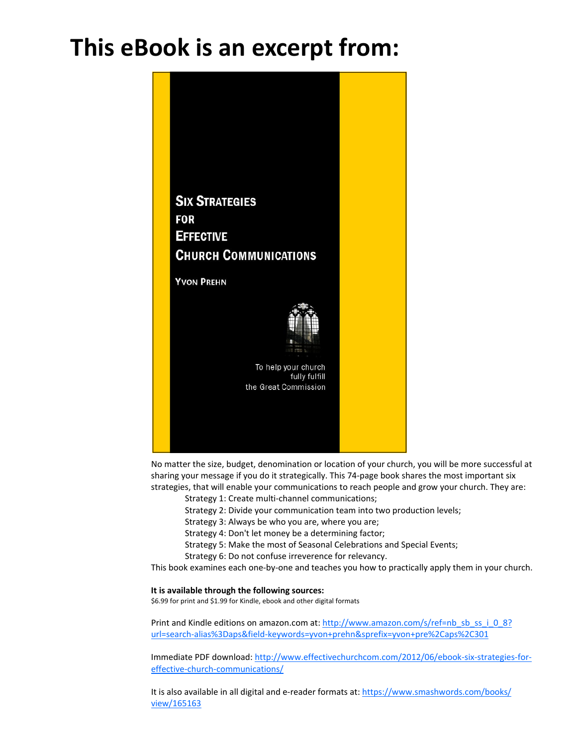# This eBook is an excerpt from:

SIX STRATEGIES
FOR
EFFECTIVE
CHURCH COMMUNICATIONS

YVON PREHN

To help your church
fully fulfill
the Great Commission

No matter the size, budget, denomination or location of your church, you will be more successful at sharing your message if you do it strategically. This 74-page book shares the most important six strategies, that will enable your communications to reach people and grow your church. They are:

- Strategy 1: Create multi-channel communications;
- Strategy 2: Divide your communication team into two production levels;
- Strategy 3: Always be who you are, where you are;
- Strategy 4: Don't let money be a determining factor;
- Strategy 5: Make the most of Seasonal Celebrations and Special Events;
- Strategy 6: Do not confuse irreverence for relevancy.

This book examines each one-by-one and teaches you how to practically apply them in your church.

**It is available through the following sources:**
$6.99 for print and $1.99 for Kindle, ebook and other digital formats

Print and Kindle editions on amazon.com at: http://www.amazon.com/s/ref=nb_sb_ss_i_0_8?url=search-alias%3Daps&field-keywords=yvon+prehn&sprefix=yvon+pre%2Caps%2C301

Immediate PDF download: http://www.effectivechurchcom.com/2012/06/ebook-six-strategies-for-effective-church-communications/

It is also available in all digital and e-reader formats at: https://www.smashwords.com/books/view/165163